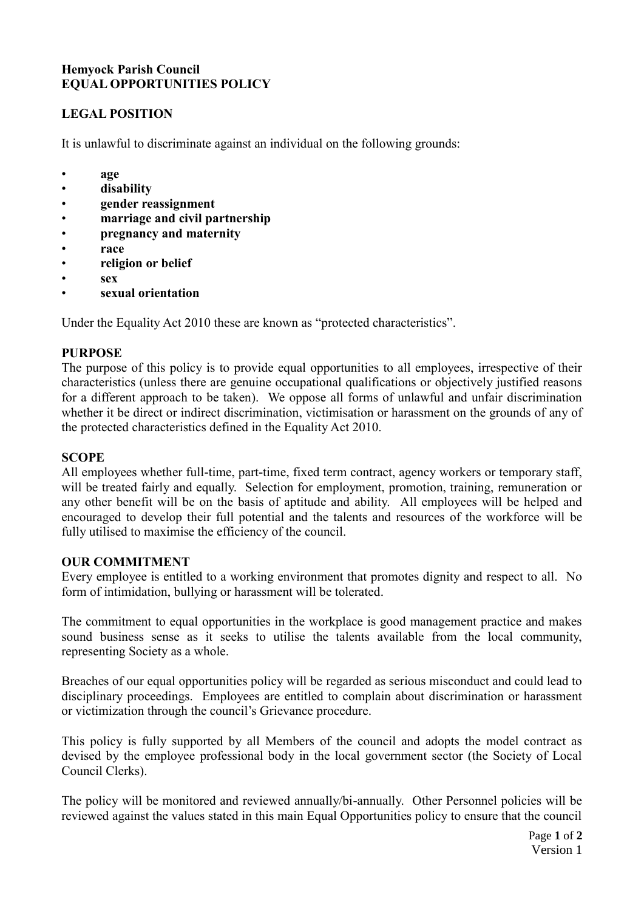**Hemyock Parish Council**
**EQUAL OPPORTUNITIES POLICY**

## LEGAL POSITION

It is unlawful to discriminate against an individual on the following grounds:

- **age**
- **disability**
- **gender reassignment**
- **marriage and civil partnership**
- **pregnancy and maternity**
- **race**
- **religion or belief**
- **sex**
- **sexual orientation**

Under the Equality Act 2010 these are known as "protected characteristics".

## PURPOSE

The purpose of this policy is to provide equal opportunities to all employees, irrespective of their characteristics (unless there are genuine occupational qualifications or objectively justified reasons for a different approach to be taken). We oppose all forms of unlawful and unfair discrimination whether it be direct or indirect discrimination, victimisation or harassment on the grounds of any of the protected characteristics defined in the Equality Act 2010.

## SCOPE

All employees whether full-time, part-time, fixed term contract, agency workers or temporary staff, will be treated fairly and equally. Selection for employment, promotion, training, remuneration or any other benefit will be on the basis of aptitude and ability. All employees will be helped and encouraged to develop their full potential and the talents and resources of the workforce will be fully utilised to maximise the efficiency of the council.

## OUR COMMITMENT

Every employee is entitled to a working environment that promotes dignity and respect to all. No form of intimidation, bullying or harassment will be tolerated.

The commitment to equal opportunities in the workplace is good management practice and makes sound business sense as it seeks to utilise the talents available from the local community, representing Society as a whole.

Breaches of our equal opportunities policy will be regarded as serious misconduct and could lead to disciplinary proceedings. Employees are entitled to complain about discrimination or harassment or victimization through the council's Grievance procedure.

This policy is fully supported by all Members of the council and adopts the model contract as devised by the employee professional body in the local government sector (the Society of Local Council Clerks).

The policy will be monitored and reviewed annually/bi-annually. Other Personnel policies will be reviewed against the values stated in this main Equal Opportunities policy to ensure that the council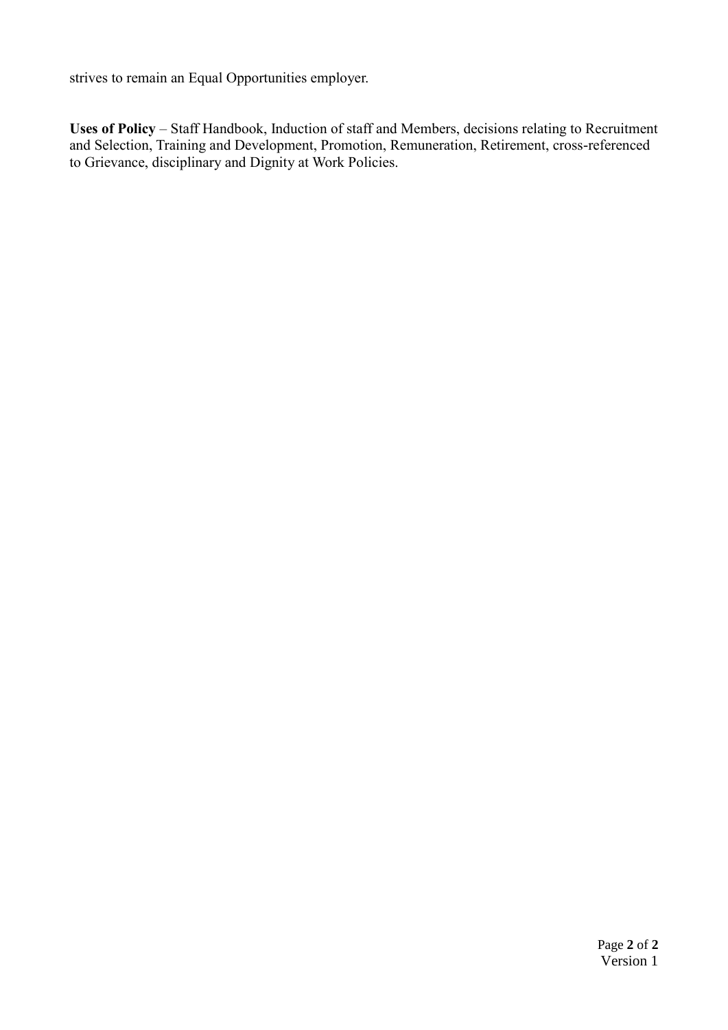strives to remain an Equal Opportunities employer.

**Uses of Policy** – Staff Handbook, Induction of staff and Members, decisions relating to Recruitment and Selection, Training and Development, Promotion, Remuneration, Retirement, cross-referenced to Grievance, disciplinary and Dignity at Work Policies.